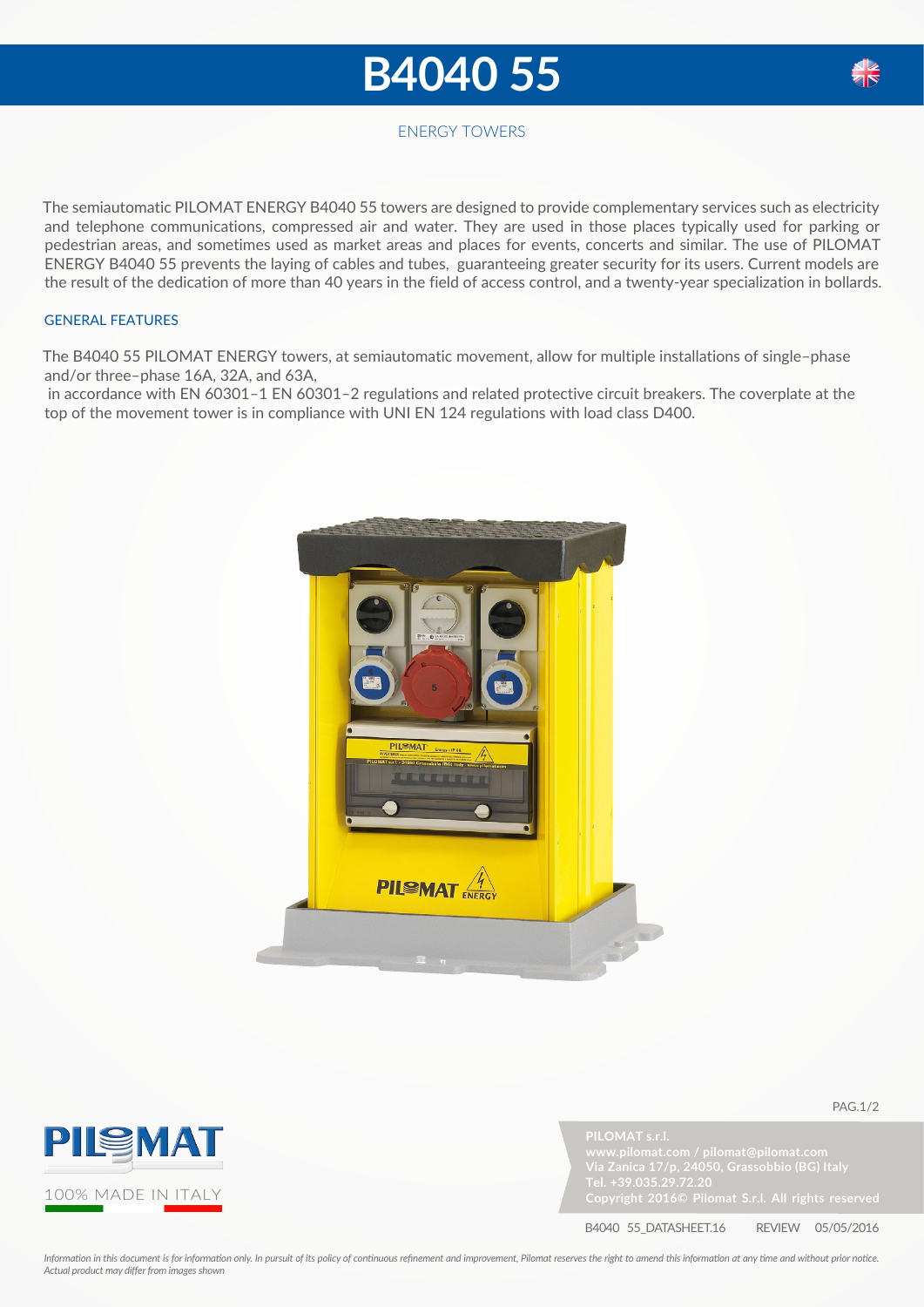# B4040 55

ENERGY TOWERS

The semiautomatic PILOMAT ENERGY B4040 55 towers are designed to provide complementary services such as electricity and telephone communications, compressed air and water. They are used in those places typically used for parking or pedestrian areas, and sometimes used as market areas and places for events, concerts and similar. The use of PILOMAT ENERGY B4040 55 prevents the laying of cables and tubes, guaranteeing greater security for its users. Current models are the result of the dedication of more than 40 years in the field of access control, and a twenty-year specialization in bollards.

## GENERAL FEATURES

The B4040 55 PILOMAT ENERGY towers, at semiautomatic movement, allow for multiple installations of single–phase and/or three–phase 16A, 32A, and 63A,
in accordance with EN 60301–1 EN 60301–2 regulations and related protective circuit breakers. The coverplate at the top of the movement tower is in compliance with UNI EN 124 regulations with load class D400.

PILOMAT

100% MADE IN ITALY

**PILOMAT s.r.l.**
**www.pilomat.com / pilomat@pilomat.com**
**Via Zanica 17/p, 24050, Grassobbio (BG) Italy**
**Tel. +39.035.29.72.20**
**Copyright 2016© Pilomat S.r.l. All rights reserved**

B4040 55_DATASHEET.16 REVIEW 05/05/2016

*Information in this document is for information only. In pursuit of its policy of continuous refinement and improvement, Pilomat reserves the right to amend this information at any time and without prior notice. Actual product may differ from images shown*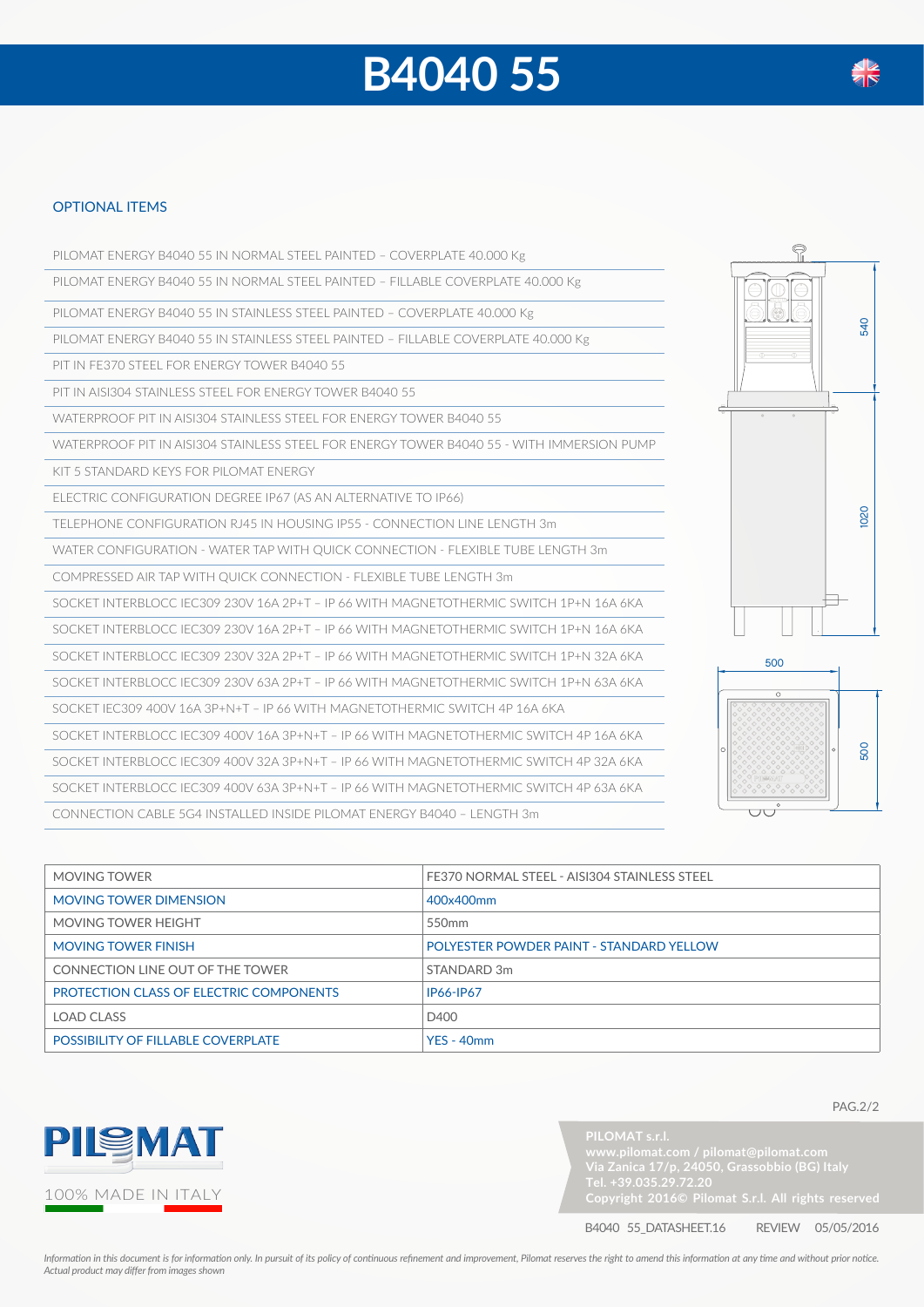# B4040 55

## OPTIONAL ITEMS

- PILOMAT ENERGY B4040 55 IN NORMAL STEEL PAINTED – COVERPLATE 40.000 Kg
- PILOMAT ENERGY B4040 55 IN NORMAL STEEL PAINTED – FILLABLE COVERPLATE 40.000 Kg
- PILOMAT ENERGY B4040 55 IN STAINLESS STEEL PAINTED – COVERPLATE 40.000 Kg
- PILOMAT ENERGY B4040 55 IN STAINLESS STEEL PAINTED – FILLABLE COVERPLATE 40.000 Kg
- PIT IN FE370 STEEL FOR ENERGY TOWER B4040 55
- PIT IN AISI304 STAINLESS STEEL FOR ENERGY TOWER B4040 55
- WATERPROOF PIT IN AISI304 STAINLESS STEEL FOR ENERGY TOWER B4040 55
- WATERPROOF PIT IN AISI304 STAINLESS STEEL FOR ENERGY TOWER B4040 55 - WITH IMMERSION PUMP
- KIT 5 STANDARD KEYS FOR PILOMAT ENERGY
- ELECTRIC CONFIGURATION DEGREE IP67 (AS AN ALTERNATIVE TO IP66)
- TELEPHONE CONFIGURATION RJ45 IN HOUSING IP55 - CONNECTION LINE LENGTH 3m
- WATER CONFIGURATION - WATER TAP WITH QUICK CONNECTION - FLEXIBLE TUBE LENGTH 3m
- COMPRESSED AIR TAP WITH QUICK CONNECTION - FLEXIBLE TUBE LENGTH 3m
- SOCKET INTERBLOCC IEC309 230V 16A 2P+T – IP 66 WITH MAGNETOTHERMIC SWITCH 1P+N 16A 6KA
- SOCKET INTERBLOCC IEC309 230V 16A 2P+T – IP 66 WITH MAGNETOTHERMIC SWITCH 1P+N 16A 6KA
- SOCKET INTERBLOCC IEC309 230V 32A 2P+T – IP 66 WITH MAGNETOTHERMIC SWITCH 1P+N 32A 6KA
- SOCKET INTERBLOCC IEC309 230V 63A 2P+T – IP 66 WITH MAGNETOTHERMIC SWITCH 1P+N 63A 6KA
- SOCKET IEC309 400V 16A 3P+N+T – IP 66 WITH MAGNETOTHERMIC SWITCH 4P 16A 6KA
- SOCKET INTERBLOCC IEC309 400V 16A 3P+N+T – IP 66 WITH MAGNETOTHERMIC SWITCH 4P 16A 6KA
- SOCKET INTERBLOCC IEC309 400V 32A 3P+N+T – IP 66 WITH MAGNETOTHERMIC SWITCH 4P 32A 6KA
- SOCKET INTERBLOCC IEC309 400V 63A 3P+N+T – IP 66 WITH MAGNETOTHERMIC SWITCH 4P 63A 6KA
- CONNECTION CABLE 5G4 INSTALLED INSIDE PILOMAT ENERGY B4040 – LENGTH 3m

540

1020

500

500

| | |
|---|---|
| MOVING TOWER | FE370 NORMAL STEEL - AISI304 STAINLESS STEEL |
| MOVING TOWER DIMENSION | 400x400mm |
| MOVING TOWER HEIGHT | 550mm |
| MOVING TOWER FINISH | POLYESTER POWDER PAINT - STANDARD YELLOW |
| CONNECTION LINE OUT OF THE TOWER | STANDARD 3m |
| PROTECTION CLASS OF ELECTRIC COMPONENTS | IP66-IP67 |
| LOAD CLASS | D400 |
| POSSIBILITY OF FILLABLE COVERPLATE | YES - 40mm |

PILOMAT

100% MADE IN ITALY

**PILOMAT s.r.l.**
**www.pilomat.com / pilomat@pilomat.com**
**Via Zanica 17/p, 24050, Grassobbio (BG) Italy**
**Tel. +39.035.29.72.20**
**Copyright 2016© Pilomat S.r.l. All rights reserved**

B4040 55_DATASHEET.16 REVIEW 05/05/2016

*Information in this document is for information only. In pursuit of its policy of continuous refinement and improvement, Pilomat reserves the right to amend this information at any time and without prior notice. Actual product may differ from images shown*